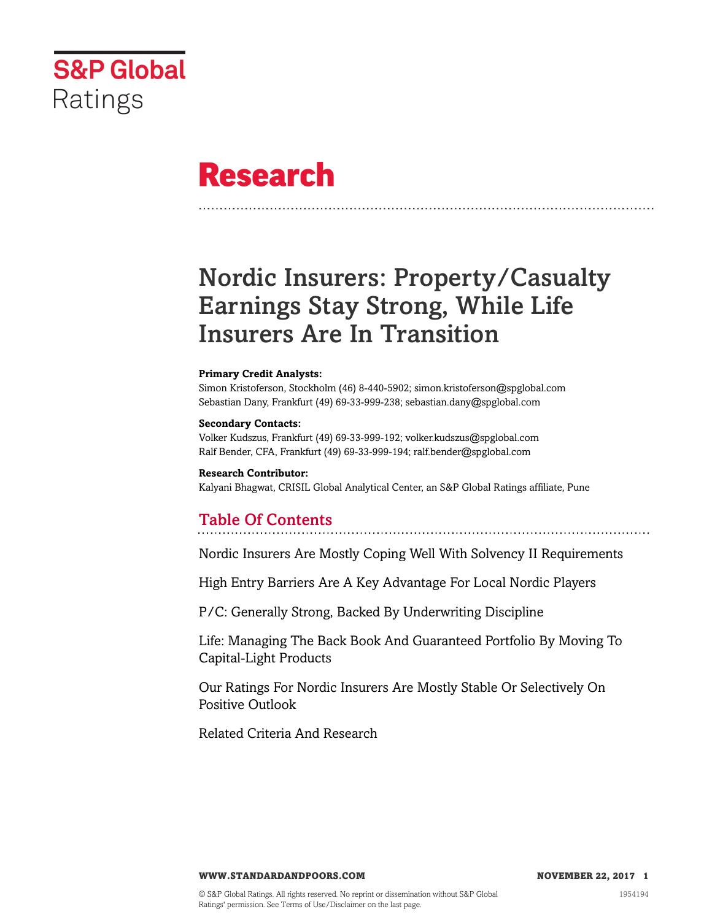S&P Global Ratings

# Research

# Nordic Insurers: Property/Casualty Earnings Stay Strong, While Life Insurers Are In Transition

**Primary Credit Analysts:**
Simon Kristoferson, Stockholm (46) 8-440-5902; simon.kristoferson@spglobal.com
Sebastian Dany, Frankfurt (49) 69-33-999-238; sebastian.dany@spglobal.com

**Secondary Contacts:**
Volker Kudszus, Frankfurt (49) 69-33-999-192; volker.kudszus@spglobal.com
Ralf Bender, CFA, Frankfurt (49) 69-33-999-194; ralf.bender@spglobal.com

**Research Contributor:**
Kalyani Bhagwat, CRISIL Global Analytical Center, an S&P Global Ratings affiliate, Pune

## Table Of Contents

Nordic Insurers Are Mostly Coping Well With Solvency II Requirements

High Entry Barriers Are A Key Advantage For Local Nordic Players

P/C: Generally Strong, Backed By Underwriting Discipline

Life: Managing The Back Book And Guaranteed Portfolio By Moving To Capital-Light Products

Our Ratings For Nordic Insurers Are Mostly Stable Or Selectively On Positive Outlook

Related Criteria And Research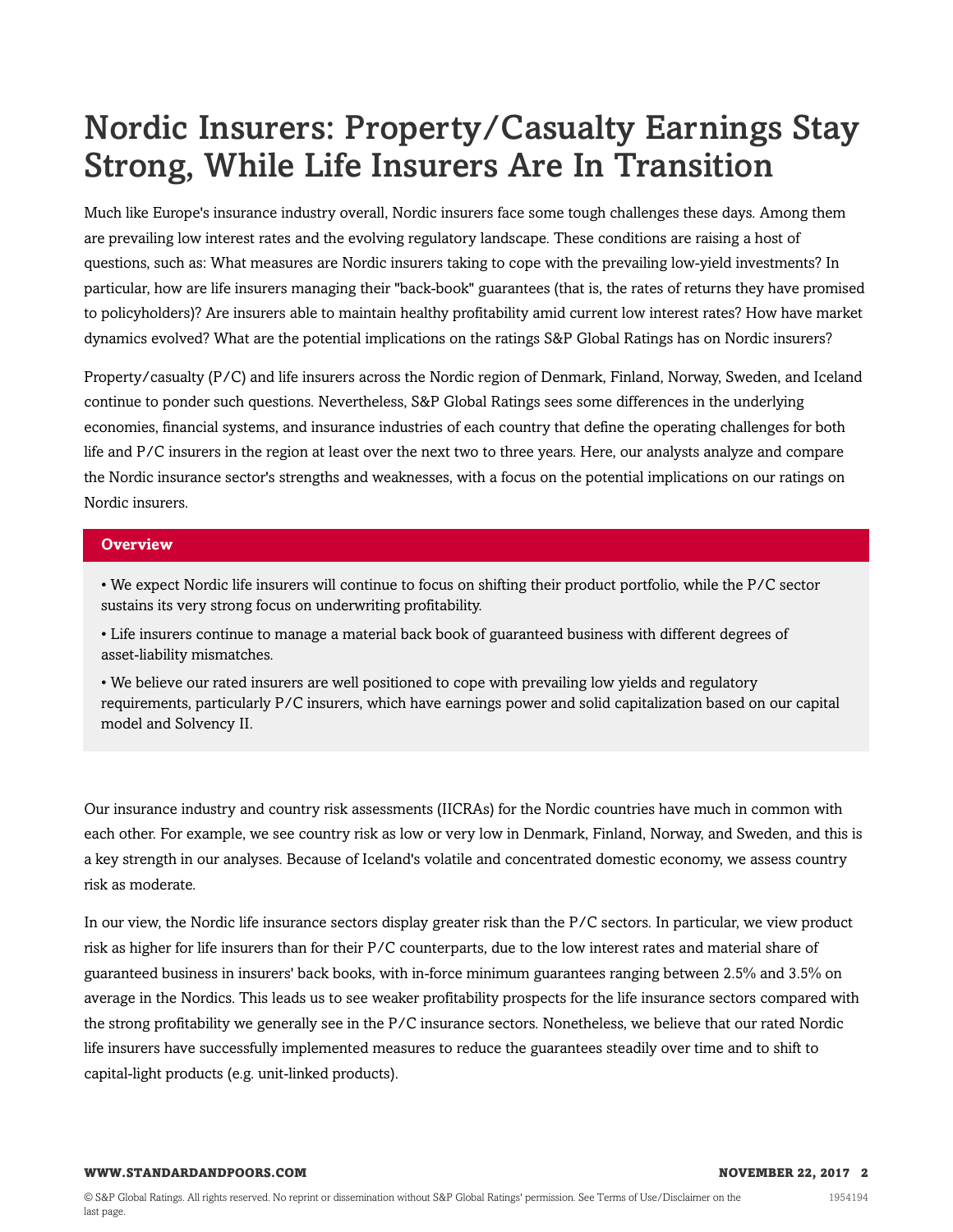# Nordic Insurers: Property/Casualty Earnings Stay Strong, While Life Insurers Are In Transition

Much like Europe's insurance industry overall, Nordic insurers face some tough challenges these days. Among them are prevailing low interest rates and the evolving regulatory landscape. These conditions are raising a host of questions, such as: What measures are Nordic insurers taking to cope with the prevailing low-yield investments? In particular, how are life insurers managing their "back-book" guarantees (that is, the rates of returns they have promised to policyholders)? Are insurers able to maintain healthy profitability amid current low interest rates? How have market dynamics evolved? What are the potential implications on the ratings S&P Global Ratings has on Nordic insurers?

Property/casualty (P/C) and life insurers across the Nordic region of Denmark, Finland, Norway, Sweden, and Iceland continue to ponder such questions. Nevertheless, S&P Global Ratings sees some differences in the underlying economies, financial systems, and insurance industries of each country that define the operating challenges for both life and P/C insurers in the region at least over the next two to three years. Here, our analysts analyze and compare the Nordic insurance sector's strengths and weaknesses, with a focus on the potential implications on our ratings on Nordic insurers.

**Overview**

- We expect Nordic life insurers will continue to focus on shifting their product portfolio, while the P/C sector sustains its very strong focus on underwriting profitability.
- Life insurers continue to manage a material back book of guaranteed business with different degrees of asset-liability mismatches.
- We believe our rated insurers are well positioned to cope with prevailing low yields and regulatory requirements, particularly P/C insurers, which have earnings power and solid capitalization based on our capital model and Solvency II.

Our insurance industry and country risk assessments (IICRAs) for the Nordic countries have much in common with each other. For example, we see country risk as low or very low in Denmark, Finland, Norway, and Sweden, and this is a key strength in our analyses. Because of Iceland's volatile and concentrated domestic economy, we assess country risk as moderate.

In our view, the Nordic life insurance sectors display greater risk than the P/C sectors. In particular, we view product risk as higher for life insurers than for their P/C counterparts, due to the low interest rates and material share of guaranteed business in insurers' back books, with in-force minimum guarantees ranging between 2.5% and 3.5% on average in the Nordics. This leads us to see weaker profitability prospects for the life insurance sectors compared with the strong profitability we generally see in the P/C insurance sectors. Nonetheless, we believe that our rated Nordic life insurers have successfully implemented measures to reduce the guarantees steadily over time and to shift to capital-light products (e.g. unit-linked products).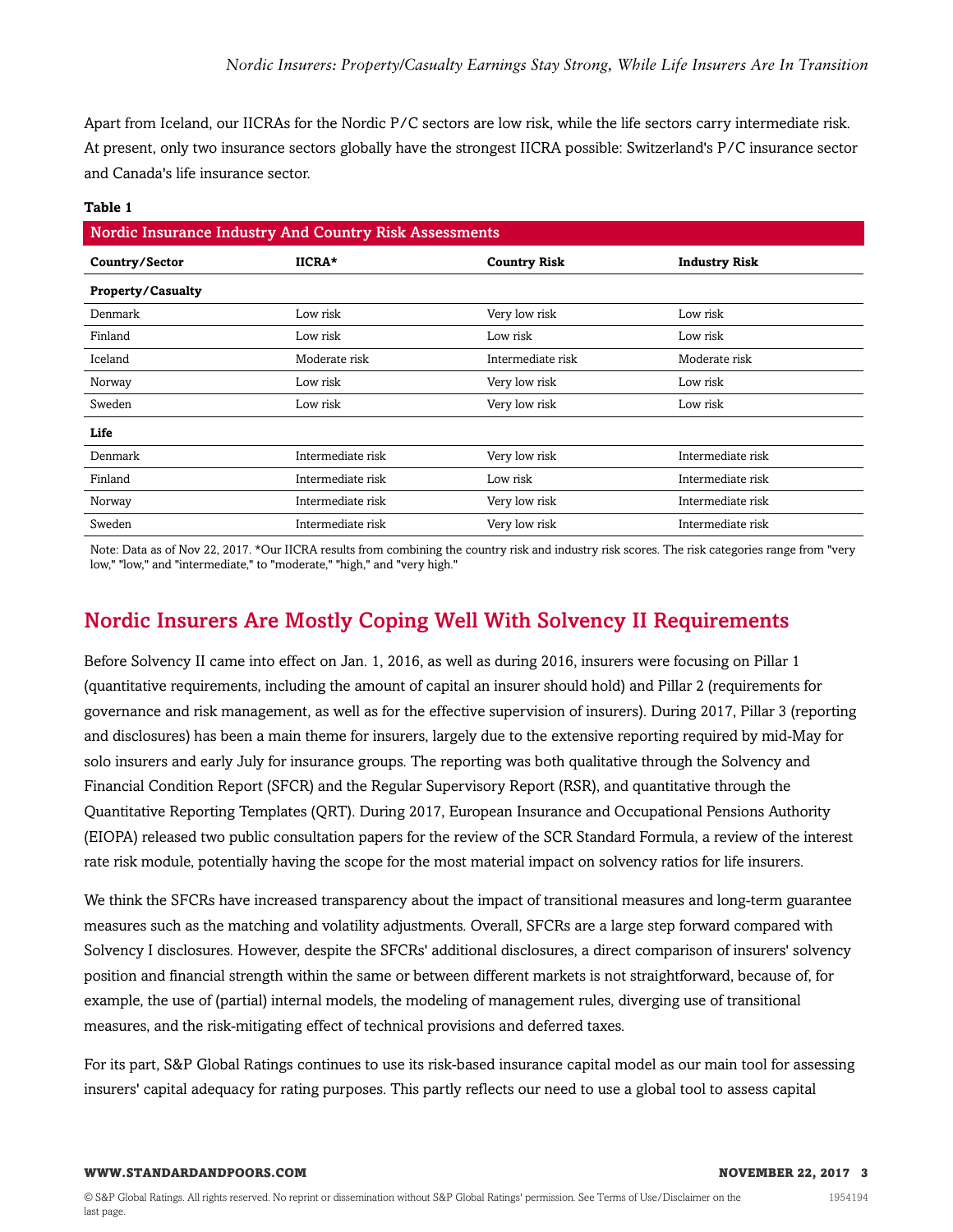Apart from Iceland, our IICRAs for the Nordic P/C sectors are low risk, while the life sectors carry intermediate risk. At present, only two insurance sectors globally have the strongest IICRA possible: Switzerland's P/C insurance sector and Canada's life insurance sector.

**Table 1**

**Nordic Insurance Industry And Country Risk Assessments**

| Country/Sector | IICRA* | Country Risk | Industry Risk |
|---|---|---|---|
| **Property/Casualty** | | | |
| Denmark | Low risk | Very low risk | Low risk |
| Finland | Low risk | Low risk | Low risk |
| Iceland | Moderate risk | Intermediate risk | Moderate risk |
| Norway | Low risk | Very low risk | Low risk |
| Sweden | Low risk | Very low risk | Low risk |
| **Life** | | | |
| Denmark | Intermediate risk | Very low risk | Intermediate risk |
| Finland | Intermediate risk | Low risk | Intermediate risk |
| Norway | Intermediate risk | Very low risk | Intermediate risk |
| Sweden | Intermediate risk | Very low risk | Intermediate risk |

Note: Data as of Nov 22, 2017. *Our IICRA results from combining the country risk and industry risk scores. The risk categories range from "very low," "low," and "intermediate," to "moderate," "high," and "very high."

## Nordic Insurers Are Mostly Coping Well With Solvency II Requirements

Before Solvency II came into effect on Jan. 1, 2016, as well as during 2016, insurers were focusing on Pillar 1 (quantitative requirements, including the amount of capital an insurer should hold) and Pillar 2 (requirements for governance and risk management, as well as for the effective supervision of insurers). During 2017, Pillar 3 (reporting and disclosures) has been a main theme for insurers, largely due to the extensive reporting required by mid-May for solo insurers and early July for insurance groups. The reporting was both qualitative through the Solvency and Financial Condition Report (SFCR) and the Regular Supervisory Report (RSR), and quantitative through the Quantitative Reporting Templates (QRT). During 2017, European Insurance and Occupational Pensions Authority (EIOPA) released two public consultation papers for the review of the SCR Standard Formula, a review of the interest rate risk module, potentially having the scope for the most material impact on solvency ratios for life insurers.

We think the SFCRs have increased transparency about the impact of transitional measures and long-term guarantee measures such as the matching and volatility adjustments. Overall, SFCRs are a large step forward compared with Solvency I disclosures. However, despite the SFCRs' additional disclosures, a direct comparison of insurers' solvency position and financial strength within the same or between different markets is not straightforward, because of, for example, the use of (partial) internal models, the modeling of management rules, diverging use of transitional measures, and the risk-mitigating effect of technical provisions and deferred taxes.

For its part, S&P Global Ratings continues to use its risk-based insurance capital model as our main tool for assessing insurers' capital adequacy for rating purposes. This partly reflects our need to use a global tool to assess capital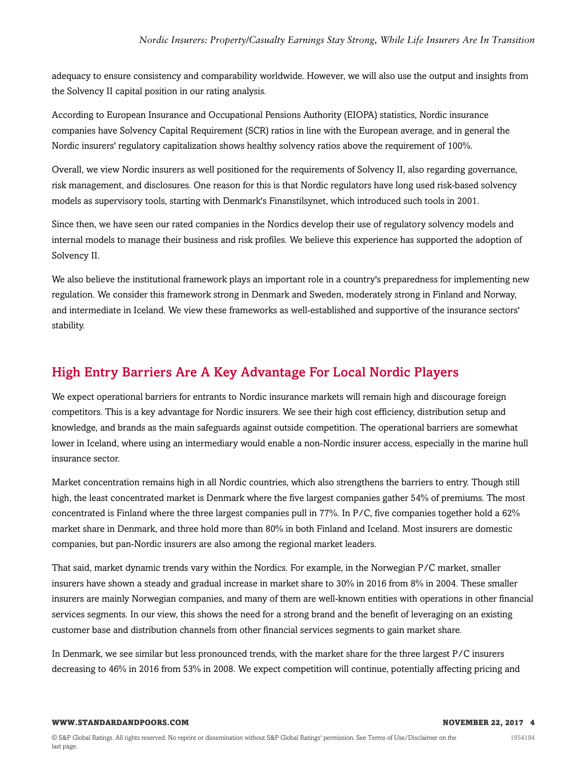adequacy to ensure consistency and comparability worldwide. However, we will also use the output and insights from the Solvency II capital position in our rating analysis.

According to European Insurance and Occupational Pensions Authority (EIOPA) statistics, Nordic insurance companies have Solvency Capital Requirement (SCR) ratios in line with the European average, and in general the Nordic insurers' regulatory capitalization shows healthy solvency ratios above the requirement of 100%.

Overall, we view Nordic insurers as well positioned for the requirements of Solvency II, also regarding governance, risk management, and disclosures. One reason for this is that Nordic regulators have long used risk-based solvency models as supervisory tools, starting with Denmark's Finanstilsynet, which introduced such tools in 2001.

Since then, we have seen our rated companies in the Nordics develop their use of regulatory solvency models and internal models to manage their business and risk profiles. We believe this experience has supported the adoption of Solvency II.

We also believe the institutional framework plays an important role in a country's preparedness for implementing new regulation. We consider this framework strong in Denmark and Sweden, moderately strong in Finland and Norway, and intermediate in Iceland. We view these frameworks as well-established and supportive of the insurance sectors' stability.

## High Entry Barriers Are A Key Advantage For Local Nordic Players

We expect operational barriers for entrants to Nordic insurance markets will remain high and discourage foreign competitors. This is a key advantage for Nordic insurers. We see their high cost efficiency, distribution setup and knowledge, and brands as the main safeguards against outside competition. The operational barriers are somewhat lower in Iceland, where using an intermediary would enable a non-Nordic insurer access, especially in the marine hull insurance sector.

Market concentration remains high in all Nordic countries, which also strengthens the barriers to entry. Though still high, the least concentrated market is Denmark where the five largest companies gather 54% of premiums. The most concentrated is Finland where the three largest companies pull in 77%. In P/C, five companies together hold a 62% market share in Denmark, and three hold more than 80% in both Finland and Iceland. Most insurers are domestic companies, but pan-Nordic insurers are also among the regional market leaders.

That said, market dynamic trends vary within the Nordics. For example, in the Norwegian P/C market, smaller insurers have shown a steady and gradual increase in market share to 30% in 2016 from 8% in 2004. These smaller insurers are mainly Norwegian companies, and many of them are well-known entities with operations in other financial services segments. In our view, this shows the need for a strong brand and the benefit of leveraging on an existing customer base and distribution channels from other financial services segments to gain market share.

In Denmark, we see similar but less pronounced trends, with the market share for the three largest P/C insurers decreasing to 46% in 2016 from 53% in 2008. We expect competition will continue, potentially affecting pricing and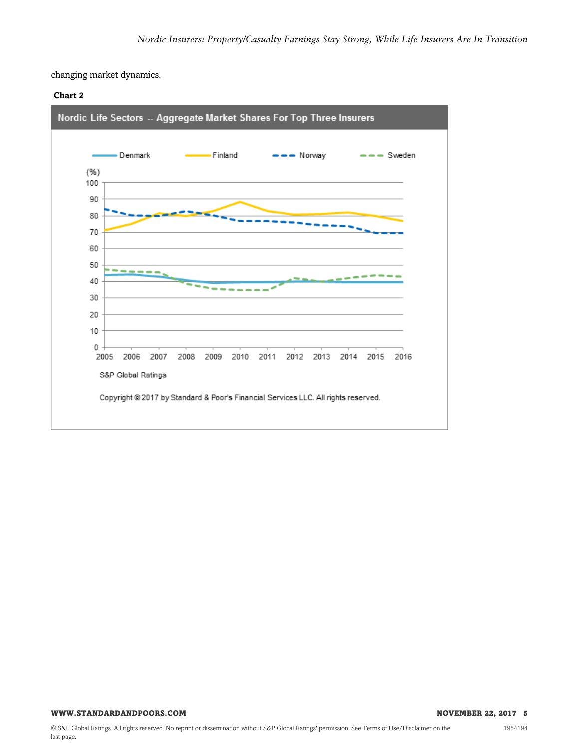changing market dynamics.

**Chart 2**

Nordic Life Sectors -- Aggregate Market Shares For Top Three Insurers

Denmark | Finland | Norway | Sweden

(%)

S&P Global Ratings

Copyright © 2017 by Standard & Poor's Financial Services LLC. All rights reserved.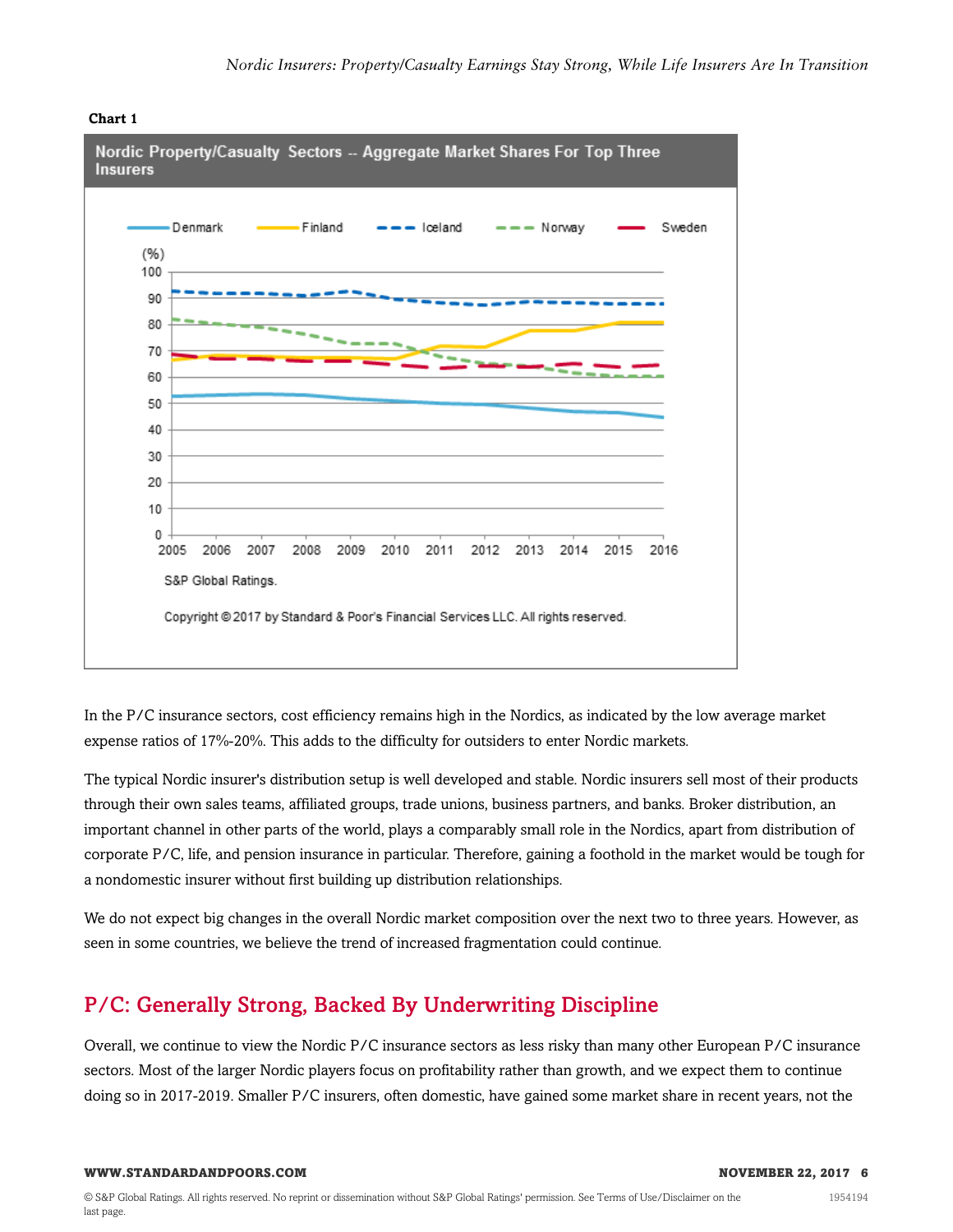**Chart 1**

Nordic Property/Casualty Sectors -- Aggregate Market Shares For Top Three Insurers

S&P Global Ratings.

Copyright © 2017 by Standard & Poor's Financial Services LLC. All rights reserved.

In the P/C insurance sectors, cost efficiency remains high in the Nordics, as indicated by the low average market expense ratios of 17%-20%. This adds to the difficulty for outsiders to enter Nordic markets.

The typical Nordic insurer's distribution setup is well developed and stable. Nordic insurers sell most of their products through their own sales teams, affiliated groups, trade unions, business partners, and banks. Broker distribution, an important channel in other parts of the world, plays a comparably small role in the Nordics, apart from distribution of corporate P/C, life, and pension insurance in particular. Therefore, gaining a foothold in the market would be tough for a nondomestic insurer without first building up distribution relationships.

We do not expect big changes in the overall Nordic market composition over the next two to three years. However, as seen in some countries, we believe the trend of increased fragmentation could continue.

## P/C: Generally Strong, Backed By Underwriting Discipline

Overall, we continue to view the Nordic P/C insurance sectors as less risky than many other European P/C insurance sectors. Most of the larger Nordic players focus on profitability rather than growth, and we expect them to continue doing so in 2017-2019. Smaller P/C insurers, often domestic, have gained some market share in recent years, not the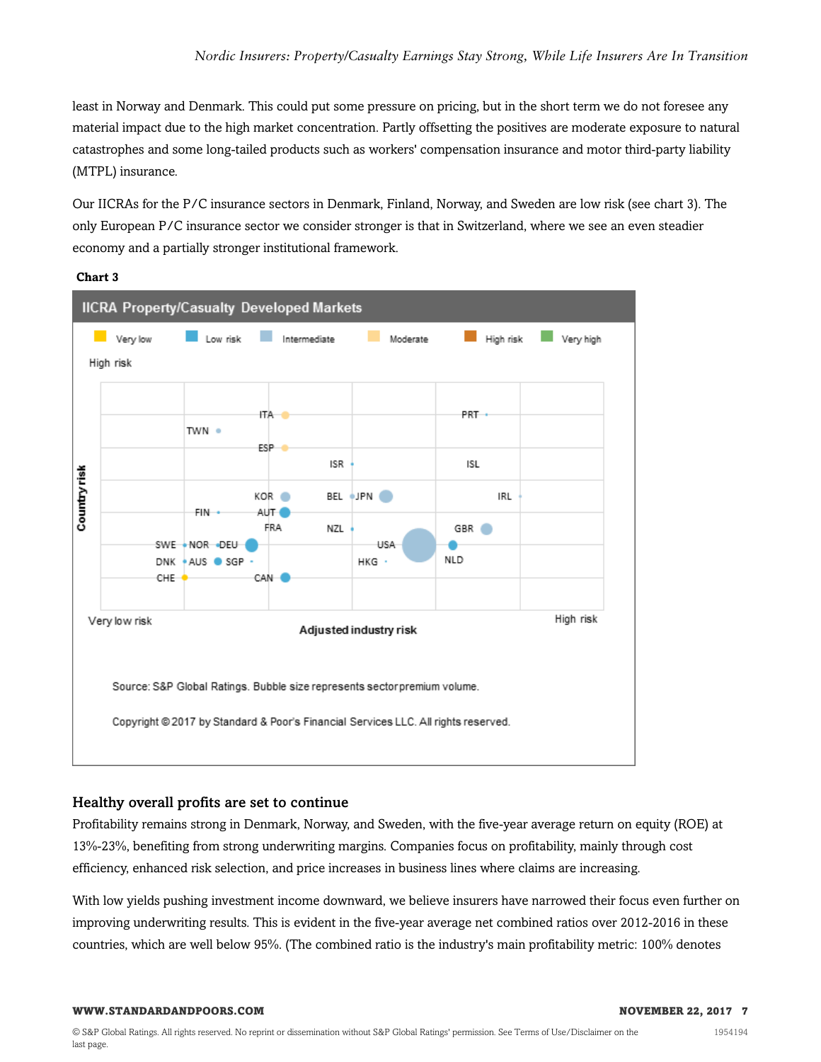least in Norway and Denmark. This could put some pressure on pricing, but in the short term we do not foresee any material impact due to the high market concentration. Partly offsetting the positives are moderate exposure to natural catastrophes and some long-tailed products such as workers' compensation insurance and motor third-party liability (MTPL) insurance.

Our IICRAs for the P/C insurance sectors in Denmark, Finland, Norway, and Sweden are low risk (see chart 3). The only European P/C insurance sector we consider stronger is that in Switzerland, where we see an even steadier economy and a partially stronger institutional framework.

**Chart 3**

**IICRA Property/Casualty Developed Markets**

Very low | Low risk | Intermediate | Moderate | High risk | Very high

High risk

Country risk

TWN, ITA, ESP, PRT, ISR, ISL, KOR, BEL, JPN, IRL, FIN, AUT, FRA, NZL, GBR, SWE, NOR, DEU, USA, NLD, DNK, AUS, SGP, HKG, CHE, CAN

Very low risk — Adjusted industry risk — High risk

Source: S&P Global Ratings. Bubble size represents sector premium volume.

Copyright © 2017 by Standard & Poor's Financial Services LLC. All rights reserved.

## Healthy overall profits are set to continue

Profitability remains strong in Denmark, Norway, and Sweden, with the five-year average return on equity (ROE) at 13%-23%, benefiting from strong underwriting margins. Companies focus on profitability, mainly through cost efficiency, enhanced risk selection, and price increases in business lines where claims are increasing.

With low yields pushing investment income downward, we believe insurers have narrowed their focus even further on improving underwriting results. This is evident in the five-year average net combined ratios over 2012-2016 in these countries, which are well below 95%. (The combined ratio is the industry's main profitability metric: 100% denotes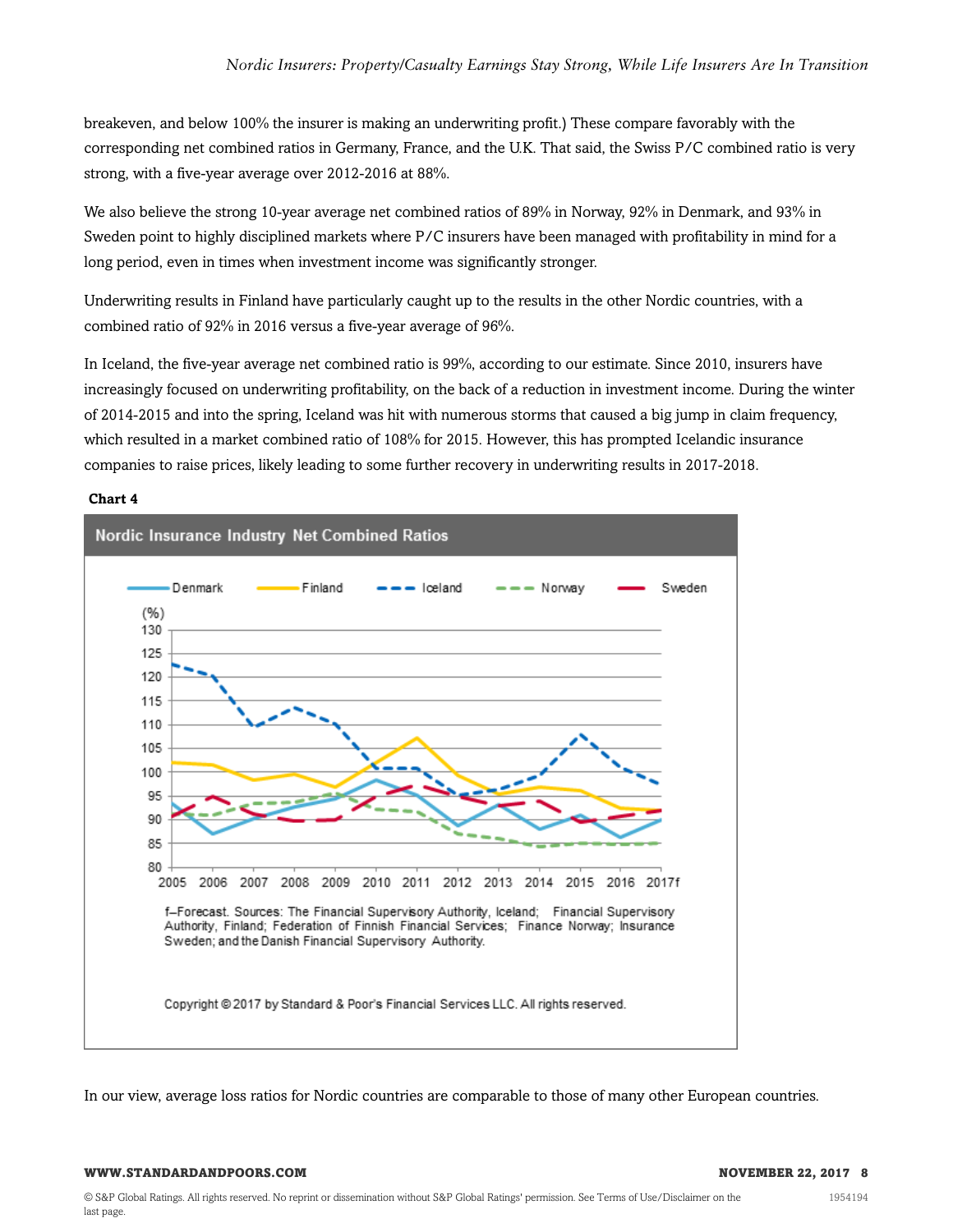breakeven, and below 100% the insurer is making an underwriting profit.) These compare favorably with the corresponding net combined ratios in Germany, France, and the U.K. That said, the Swiss P/C combined ratio is very strong, with a five-year average over 2012-2016 at 88%.

We also believe the strong 10-year average net combined ratios of 89% in Norway, 92% in Denmark, and 93% in Sweden point to highly disciplined markets where P/C insurers have been managed with profitability in mind for a long period, even in times when investment income was significantly stronger.

Underwriting results in Finland have particularly caught up to the results in the other Nordic countries, with a combined ratio of 92% in 2016 versus a five-year average of 96%.

In Iceland, the five-year average net combined ratio is 99%, according to our estimate. Since 2010, insurers have increasingly focused on underwriting profitability, on the back of a reduction in investment income. During the winter of 2014-2015 and into the spring, Iceland was hit with numerous storms that caused a big jump in claim frequency, which resulted in a market combined ratio of 108% for 2015. However, this has prompted Icelandic insurance companies to raise prices, likely leading to some further recovery in underwriting results in 2017-2018.

**Chart 4**

**Nordic Insurance Industry Net Combined Ratios**

f--Forecast. Sources: The Financial Supervisory Authority, Iceland; Financial Supervisory Authority, Finland; Federation of Finnish Financial Services; Finance Norway; Insurance Sweden; and the Danish Financial Supervisory Authority.

Copyright © 2017 by Standard & Poor's Financial Services LLC. All rights reserved.

In our view, average loss ratios for Nordic countries are comparable to those of many other European countries.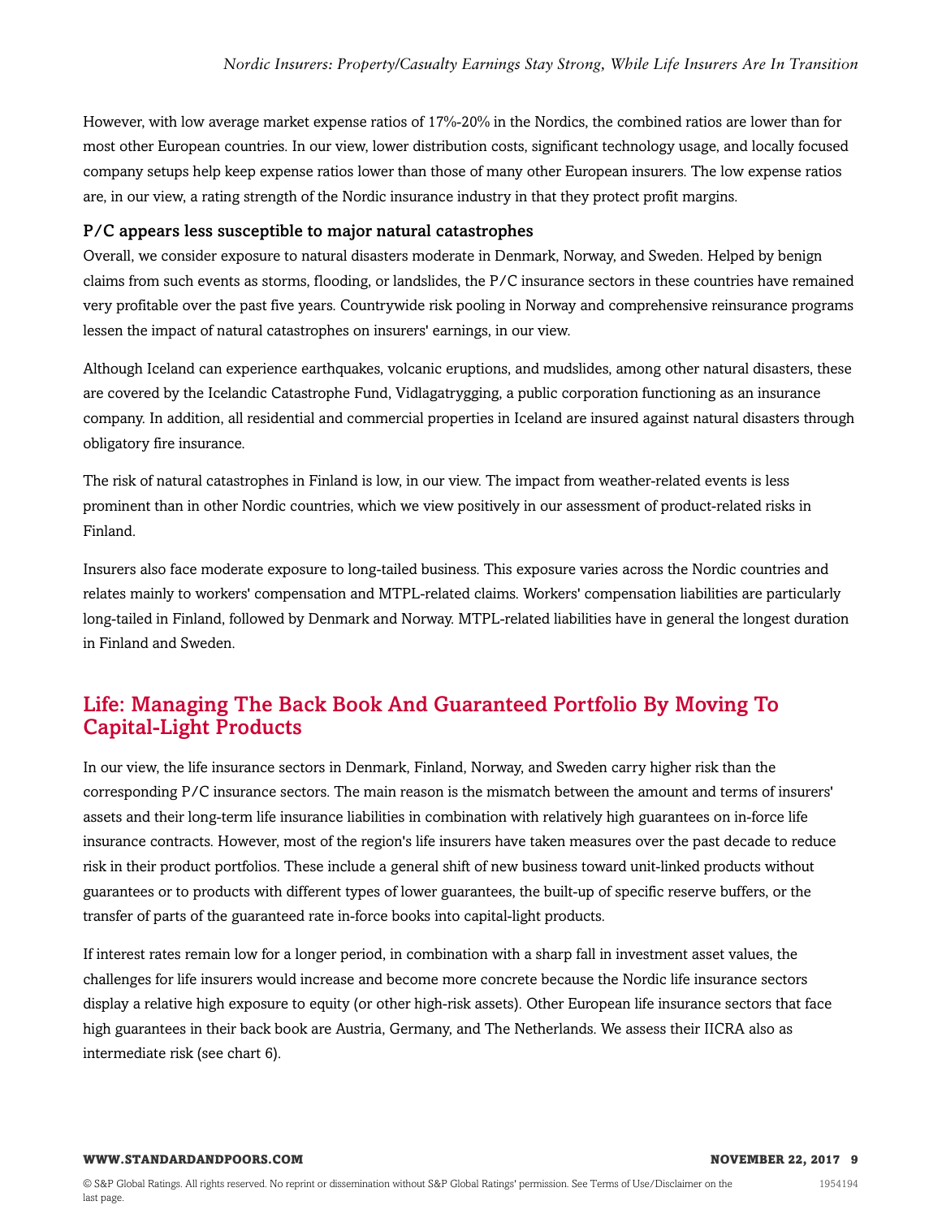However, with low average market expense ratios of 17%-20% in the Nordics, the combined ratios are lower than for most other European countries. In our view, lower distribution costs, significant technology usage, and locally focused company setups help keep expense ratios lower than those of many other European insurers. The low expense ratios are, in our view, a rating strength of the Nordic insurance industry in that they protect profit margins.

### P/C appears less susceptible to major natural catastrophes

Overall, we consider exposure to natural disasters moderate in Denmark, Norway, and Sweden. Helped by benign claims from such events as storms, flooding, or landslides, the P/C insurance sectors in these countries have remained very profitable over the past five years. Countrywide risk pooling in Norway and comprehensive reinsurance programs lessen the impact of natural catastrophes on insurers' earnings, in our view.

Although Iceland can experience earthquakes, volcanic eruptions, and mudslides, among other natural disasters, these are covered by the Icelandic Catastrophe Fund, Vidlagatrygging, a public corporation functioning as an insurance company. In addition, all residential and commercial properties in Iceland are insured against natural disasters through obligatory fire insurance.

The risk of natural catastrophes in Finland is low, in our view. The impact from weather-related events is less prominent than in other Nordic countries, which we view positively in our assessment of product-related risks in Finland.

Insurers also face moderate exposure to long-tailed business. This exposure varies across the Nordic countries and relates mainly to workers' compensation and MTPL-related claims. Workers' compensation liabilities are particularly long-tailed in Finland, followed by Denmark and Norway. MTPL-related liabilities have in general the longest duration in Finland and Sweden.

## Life: Managing The Back Book And Guaranteed Portfolio By Moving To Capital-Light Products

In our view, the life insurance sectors in Denmark, Finland, Norway, and Sweden carry higher risk than the corresponding P/C insurance sectors. The main reason is the mismatch between the amount and terms of insurers' assets and their long-term life insurance liabilities in combination with relatively high guarantees on in-force life insurance contracts. However, most of the region's life insurers have taken measures over the past decade to reduce risk in their product portfolios. These include a general shift of new business toward unit-linked products without guarantees or to products with different types of lower guarantees, the built-up of specific reserve buffers, or the transfer of parts of the guaranteed rate in-force books into capital-light products.

If interest rates remain low for a longer period, in combination with a sharp fall in investment asset values, the challenges for life insurers would increase and become more concrete because the Nordic life insurance sectors display a relative high exposure to equity (or other high-risk assets). Other European life insurance sectors that face high guarantees in their back book are Austria, Germany, and The Netherlands. We assess their IICRA also as intermediate risk (see chart 6).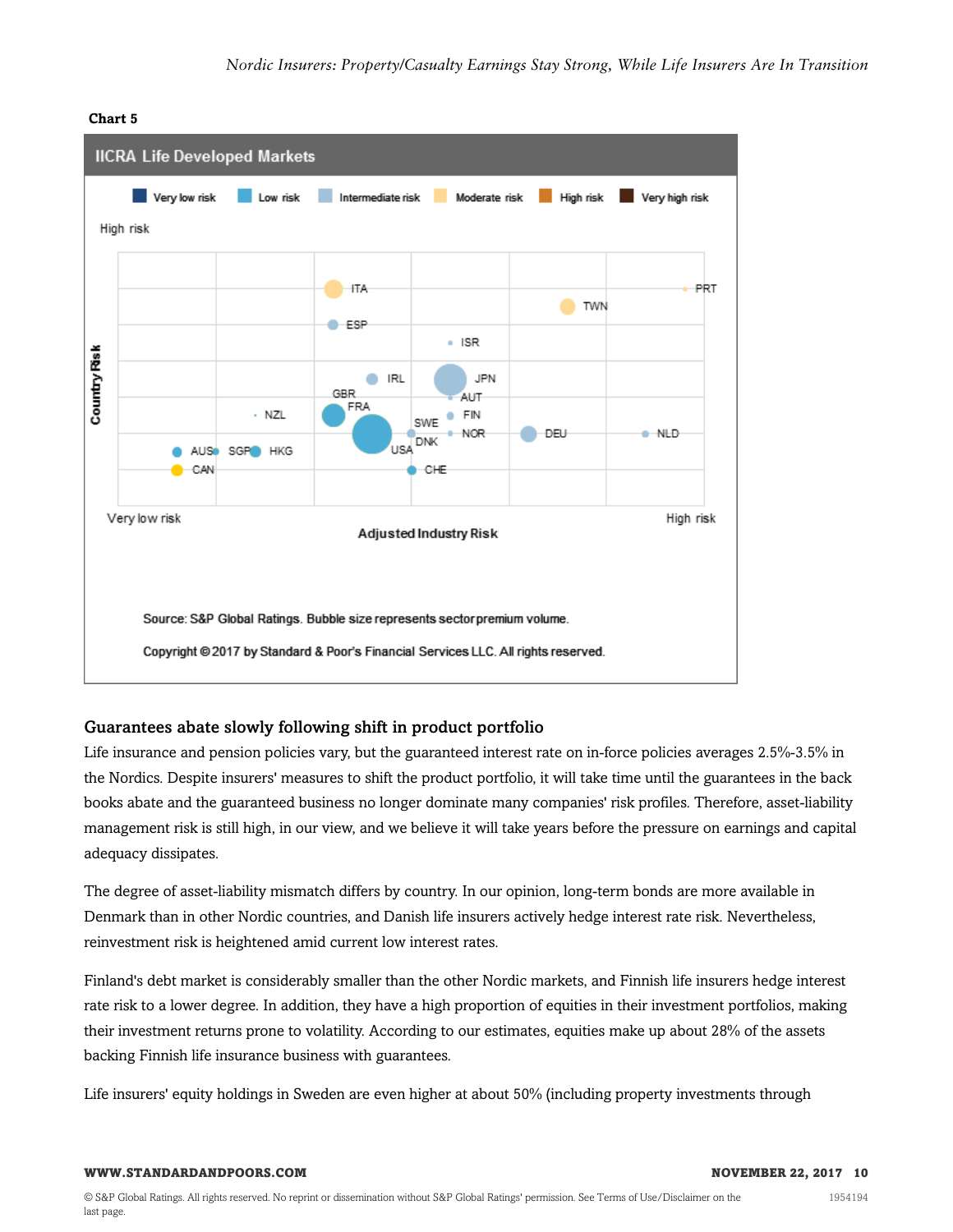**Chart 5**

IICRA Life Developed Markets

Very low risk | Low risk | Intermediate risk | Moderate risk | High risk | Very high risk

Country Risk (Very low risk to High risk) vs. Adjusted Industry Risk (Very low risk to High risk)

ITA, PRT, TWN, ESP, ISR, IRL, JPN, GBR, AUT, FRA, NZL, FIN, SWE, NOR, DEU, NLD, DNK, USA, AUS, SGP, HKG, CAN, CHE

Source: S&P Global Ratings. Bubble size represents sector premium volume.

Copyright © 2017 by Standard & Poor's Financial Services LLC. All rights reserved.

## Guarantees abate slowly following shift in product portfolio

Life insurance and pension policies vary, but the guaranteed interest rate on in-force policies averages 2.5%-3.5% in the Nordics. Despite insurers' measures to shift the product portfolio, it will take time until the guarantees in the back books abate and the guaranteed business no longer dominate many companies' risk profiles. Therefore, asset-liability management risk is still high, in our view, and we believe it will take years before the pressure on earnings and capital adequacy dissipates.

The degree of asset-liability mismatch differs by country. In our opinion, long-term bonds are more available in Denmark than in other Nordic countries, and Danish life insurers actively hedge interest rate risk. Nevertheless, reinvestment risk is heightened amid current low interest rates.

Finland's debt market is considerably smaller than the other Nordic markets, and Finnish life insurers hedge interest rate risk to a lower degree. In addition, they have a high proportion of equities in their investment portfolios, making their investment returns prone to volatility. According to our estimates, equities make up about 28% of the assets backing Finnish life insurance business with guarantees.

Life insurers' equity holdings in Sweden are even higher at about 50% (including property investments through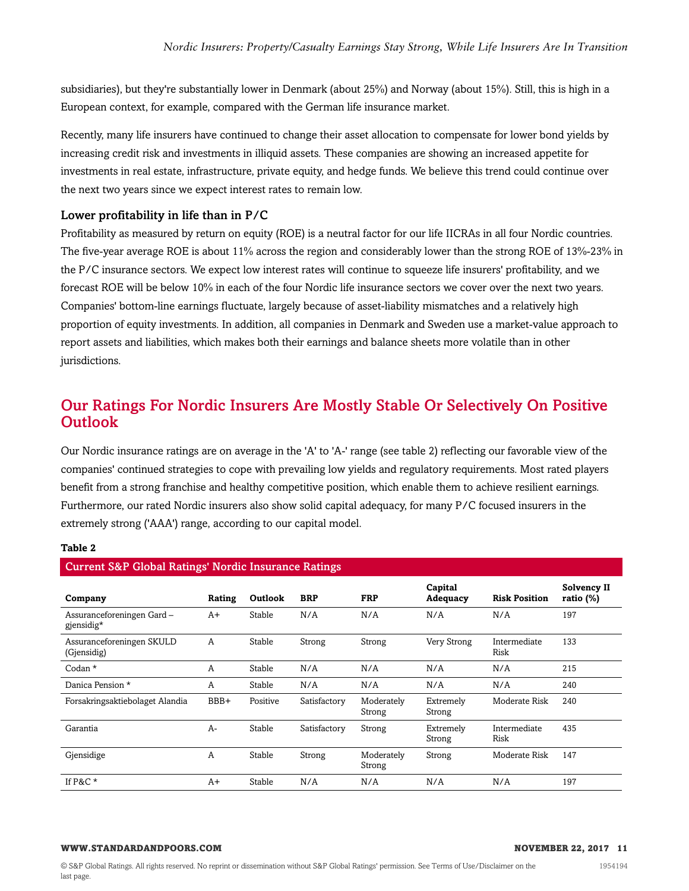subsidiaries), but they're substantially lower in Denmark (about 25%) and Norway (about 15%). Still, this is high in a European context, for example, compared with the German life insurance market.

Recently, many life insurers have continued to change their asset allocation to compensate for lower bond yields by increasing credit risk and investments in illiquid assets. These companies are showing an increased appetite for investments in real estate, infrastructure, private equity, and hedge funds. We believe this trend could continue over the next two years since we expect interest rates to remain low.

### Lower profitability in life than in P/C

Profitability as measured by return on equity (ROE) is a neutral factor for our life IICRAs in all four Nordic countries. The five-year average ROE is about 11% across the region and considerably lower than the strong ROE of 13%-23% in the P/C insurance sectors. We expect low interest rates will continue to squeeze life insurers' profitability, and we forecast ROE will be below 10% in each of the four Nordic life insurance sectors we cover over the next two years. Companies' bottom-line earnings fluctuate, largely because of asset-liability mismatches and a relatively high proportion of equity investments. In addition, all companies in Denmark and Sweden use a market-value approach to report assets and liabilities, which makes both their earnings and balance sheets more volatile than in other jurisdictions.

## Our Ratings For Nordic Insurers Are Mostly Stable Or Selectively On Positive Outlook

Our Nordic insurance ratings are on average in the 'A' to 'A-' range (see table 2) reflecting our favorable view of the companies' continued strategies to cope with prevailing low yields and regulatory requirements. Most rated players benefit from a strong franchise and healthy competitive position, which enable them to achieve resilient earnings. Furthermore, our rated Nordic insurers also show solid capital adequacy, for many P/C focused insurers in the extremely strong ('AAA') range, according to our capital model.

**Table 2**

**Current S&P Global Ratings' Nordic Insurance Ratings**

| Company | Rating | Outlook | BRP | FRP | Capital Adequacy | Risk Position | Solvency II ratio (%) |
|---|---|---|---|---|---|---|---|
| Assuranceforeningen Gard – gjensidig* | A+ | Stable | N/A | N/A | N/A | N/A | 197 |
| Assuranceforeningen SKULD (Gjensidig) | A | Stable | Strong | Strong | Very Strong | Intermediate Risk | 133 |
| Codan * | A | Stable | N/A | N/A | N/A | N/A | 215 |
| Danica Pension * | A | Stable | N/A | N/A | N/A | N/A | 240 |
| Forsakringsaktiebolaget Alandia | BBB+ | Positive | Satisfactory | Moderately Strong | Extremely Strong | Moderate Risk | 240 |
| Garantia | A- | Stable | Satisfactory | Strong | Extremely Strong | Intermediate Risk | 435 |
| Gjensidige | A | Stable | Strong | Moderately Strong | Strong | Moderate Risk | 147 |
| If P&C * | A+ | Stable | N/A | N/A | N/A | N/A | 197 |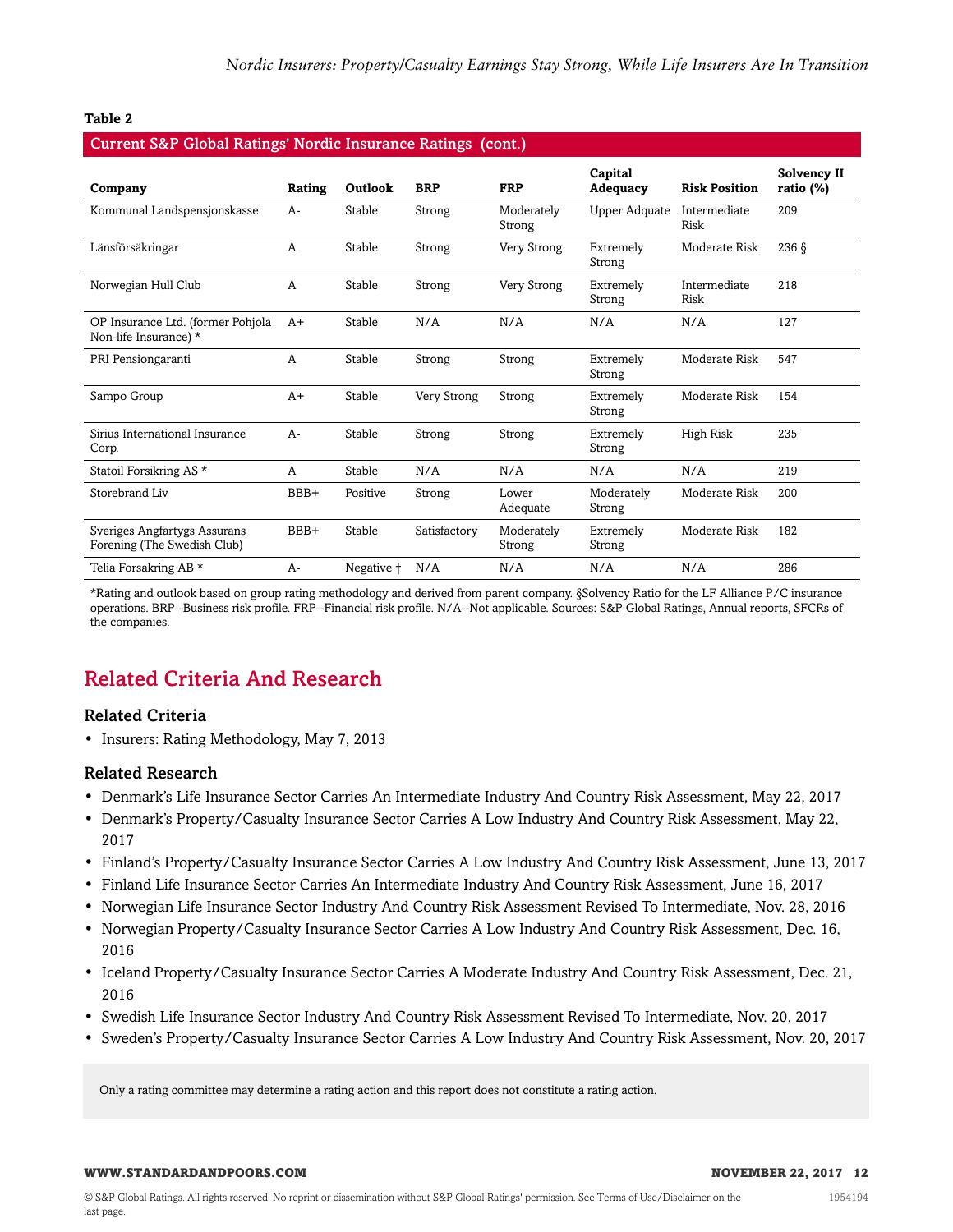**Table 2**

**Current S&P Global Ratings' Nordic Insurance Ratings (cont.)**

| Company | Rating | Outlook | BRP | FRP | Capital Adequacy | Risk Position | Solvency II ratio (%) |
|---|---|---|---|---|---|---|---|
| Kommunal Landspensjonskasse | A- | Stable | Strong | Moderately Strong | Upper Adquate | Intermediate Risk | 209 |
| Länsförsäkringar | A | Stable | Strong | Very Strong | Extremely Strong | Moderate Risk | 236 § |
| Norwegian Hull Club | A | Stable | Strong | Very Strong | Extremely Strong | Intermediate Risk | 218 |
| OP Insurance Ltd. (former Pohjola Non-life Insurance) * | A+ | Stable | N/A | N/A | N/A | N/A | 127 |
| PRI Pensiongaranti | A | Stable | Strong | Strong | Extremely Strong | Moderate Risk | 547 |
| Sampo Group | A+ | Stable | Very Strong | Strong | Extremely Strong | Moderate Risk | 154 |
| Sirius International Insurance Corp. | A- | Stable | Strong | Strong | Extremely Strong | High Risk | 235 |
| Statoil Forsikring AS * | A | Stable | N/A | N/A | N/A | N/A | 219 |
| Storebrand Liv | BBB+ | Positive | Strong | Lower Adequate | Moderately Strong | Moderate Risk | 200 |
| Sveriges Angfartygs Assurans Forening (The Swedish Club) | BBB+ | Stable | Satisfactory | Moderately Strong | Extremely Strong | Moderate Risk | 182 |
| Telia Forsakring AB * | A- | Negative † | N/A | N/A | N/A | N/A | 286 |

*Rating and outlook based on group rating methodology and derived from parent company. §Solvency Ratio for the LF Alliance P/C insurance operations. BRP--Business risk profile. FRP--Financial risk profile. N/A--Not applicable. Sources: S&P Global Ratings, Annual reports, SFCRs of the companies.

# Related Criteria And Research

## Related Criteria

- Insurers: Rating Methodology, May 7, 2013

## Related Research

- Denmark's Life Insurance Sector Carries An Intermediate Industry And Country Risk Assessment, May 22, 2017
- Denmark's Property/Casualty Insurance Sector Carries A Low Industry And Country Risk Assessment, May 22, 2017
- Finland's Property/Casualty Insurance Sector Carries A Low Industry And Country Risk Assessment, June 13, 2017
- Finland Life Insurance Sector Carries An Intermediate Industry And Country Risk Assessment, June 16, 2017
- Norwegian Life Insurance Sector Industry And Country Risk Assessment Revised To Intermediate, Nov. 28, 2016
- Norwegian Property/Casualty Insurance Sector Carries A Low Industry And Country Risk Assessment, Dec. 16, 2016
- Iceland Property/Casualty Insurance Sector Carries A Moderate Industry And Country Risk Assessment, Dec. 21, 2016
- Swedish Life Insurance Sector Industry And Country Risk Assessment Revised To Intermediate, Nov. 20, 2017
- Sweden's Property/Casualty Insurance Sector Carries A Low Industry And Country Risk Assessment, Nov. 20, 2017

Only a rating committee may determine a rating action and this report does not constitute a rating action.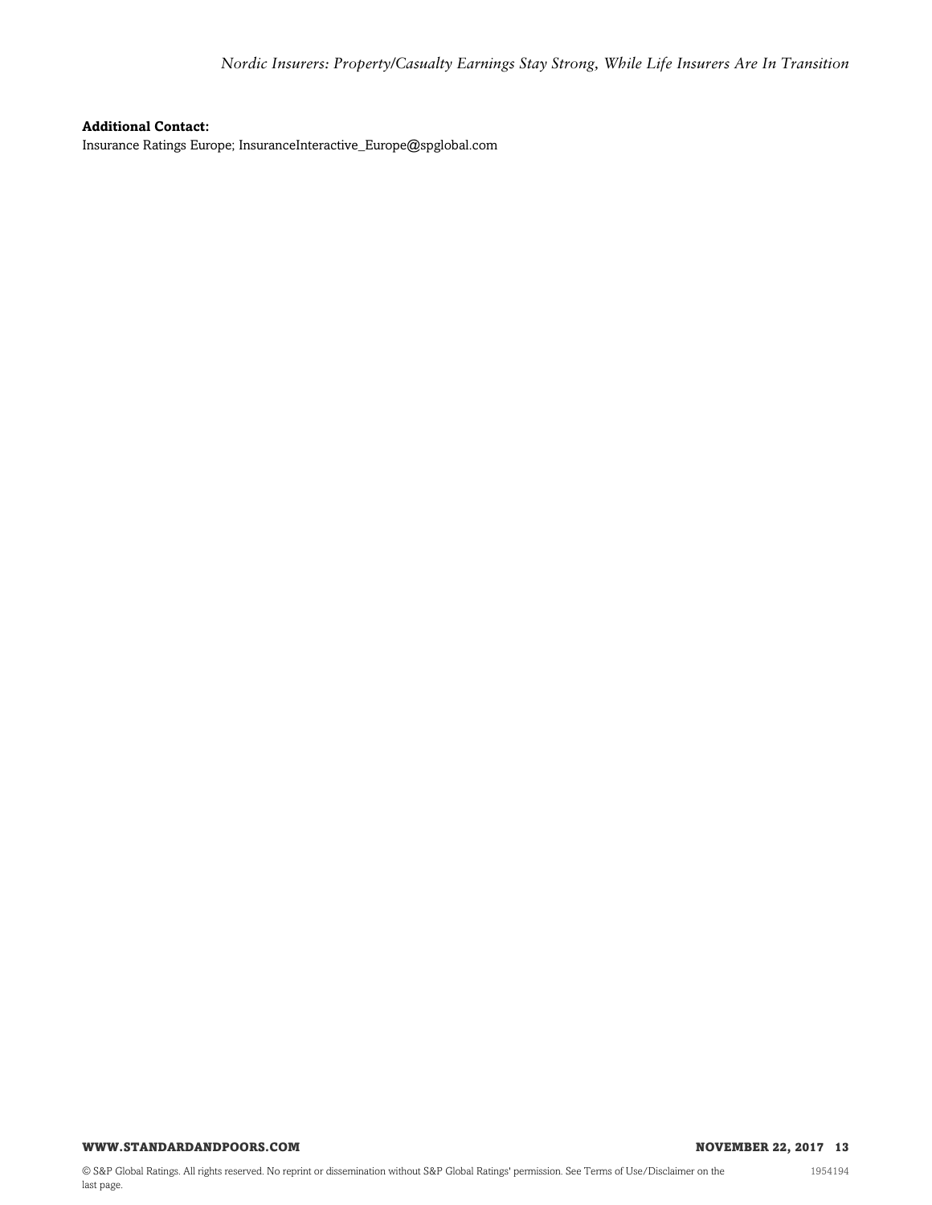**Additional Contact:**

Insurance Ratings Europe; InsuranceInteractive_Europe@spglobal.com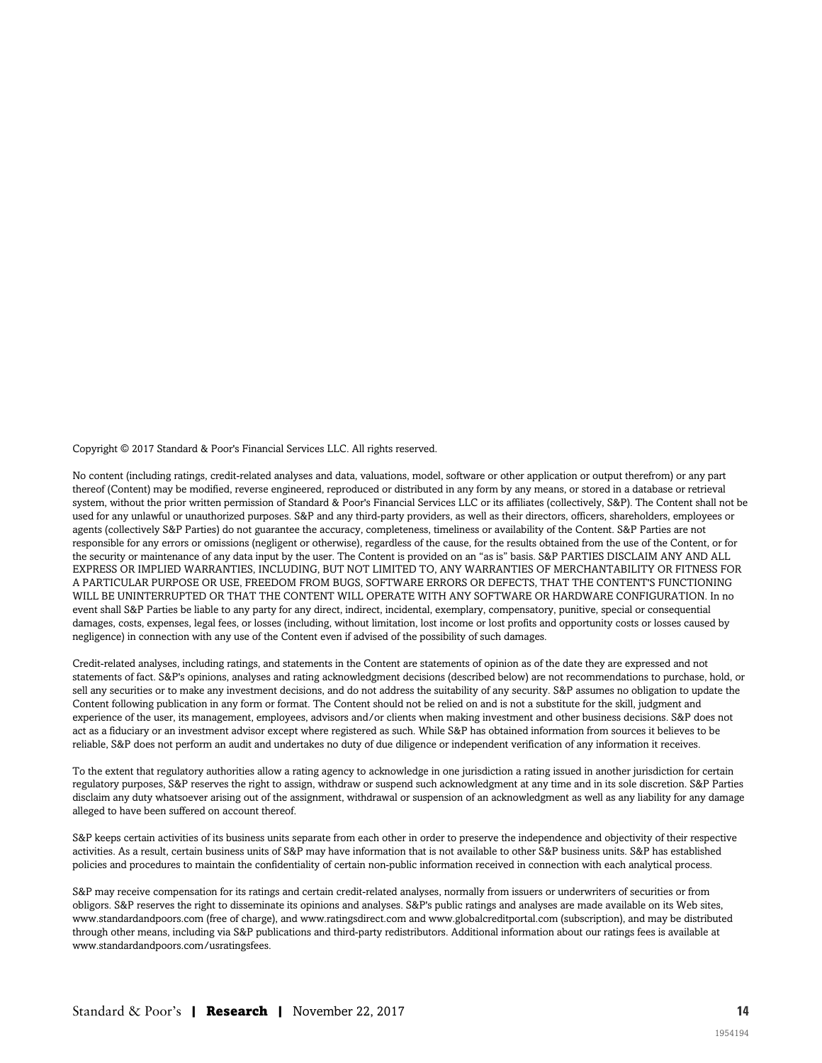Copyright © 2017 Standard & Poor's Financial Services LLC. All rights reserved.

No content (including ratings, credit-related analyses and data, valuations, model, software or other application or output therefrom) or any part thereof (Content) may be modified, reverse engineered, reproduced or distributed in any form by any means, or stored in a database or retrieval system, without the prior written permission of Standard & Poor's Financial Services LLC or its affiliates (collectively, S&P). The Content shall not be used for any unlawful or unauthorized purposes. S&P and any third-party providers, as well as their directors, officers, shareholders, employees or agents (collectively S&P Parties) do not guarantee the accuracy, completeness, timeliness or availability of the Content. S&P Parties are not responsible for any errors or omissions (negligent or otherwise), regardless of the cause, for the results obtained from the use of the Content, or for the security or maintenance of any data input by the user. The Content is provided on an "as is" basis. S&P PARTIES DISCLAIM ANY AND ALL EXPRESS OR IMPLIED WARRANTIES, INCLUDING, BUT NOT LIMITED TO, ANY WARRANTIES OF MERCHANTABILITY OR FITNESS FOR A PARTICULAR PURPOSE OR USE, FREEDOM FROM BUGS, SOFTWARE ERRORS OR DEFECTS, THAT THE CONTENT'S FUNCTIONING WILL BE UNINTERRUPTED OR THAT THE CONTENT WILL OPERATE WITH ANY SOFTWARE OR HARDWARE CONFIGURATION. In no event shall S&P Parties be liable to any party for any direct, indirect, incidental, exemplary, compensatory, punitive, special or consequential damages, costs, expenses, legal fees, or losses (including, without limitation, lost income or lost profits and opportunity costs or losses caused by negligence) in connection with any use of the Content even if advised of the possibility of such damages.

Credit-related analyses, including ratings, and statements in the Content are statements of opinion as of the date they are expressed and not statements of fact. S&P's opinions, analyses and rating acknowledgment decisions (described below) are not recommendations to purchase, hold, or sell any securities or to make any investment decisions, and do not address the suitability of any security. S&P assumes no obligation to update the Content following publication in any form or format. The Content should not be relied on and is not a substitute for the skill, judgment and experience of the user, its management, employees, advisors and/or clients when making investment and other business decisions. S&P does not act as a fiduciary or an investment advisor except where registered as such. While S&P has obtained information from sources it believes to be reliable, S&P does not perform an audit and undertakes no duty of due diligence or independent verification of any information it receives.

To the extent that regulatory authorities allow a rating agency to acknowledge in one jurisdiction a rating issued in another jurisdiction for certain regulatory purposes, S&P reserves the right to assign, withdraw or suspend such acknowledgment at any time and in its sole discretion. S&P Parties disclaim any duty whatsoever arising out of the assignment, withdrawal or suspension of an acknowledgment as well as any liability for any damage alleged to have been suffered on account thereof.

S&P keeps certain activities of its business units separate from each other in order to preserve the independence and objectivity of their respective activities. As a result, certain business units of S&P may have information that is not available to other S&P business units. S&P has established policies and procedures to maintain the confidentiality of certain non-public information received in connection with each analytical process.

S&P may receive compensation for its ratings and certain credit-related analyses, normally from issuers or underwriters of securities or from obligors. S&P reserves the right to disseminate its opinions and analyses. S&P's public ratings and analyses are made available on its Web sites, www.standardandpoors.com (free of charge), and www.ratingsdirect.com and www.globalcreditportal.com (subscription), and may be distributed through other means, including via S&P publications and third-party redistributors. Additional information about our ratings fees is available at www.standardandpoors.com/usratingsfees.